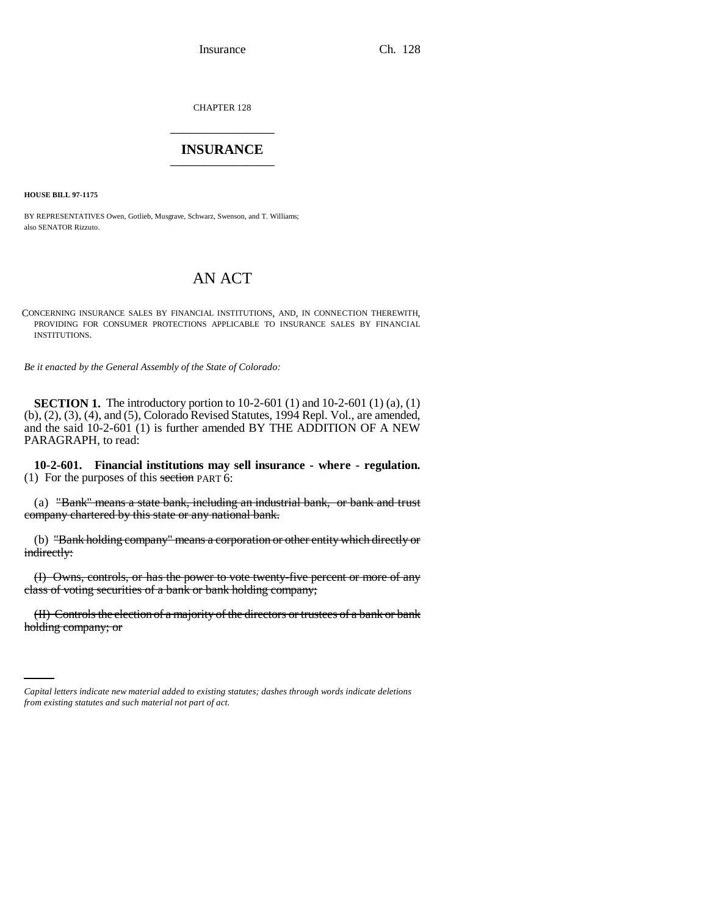CHAPTER 128

# INSURANCE

**HOUSE BILL 97-1175**

BY REPRESENTATIVES Owen, Gotlieb, Musgrave, Schwarz, Swenson, and T. Williams; also SENATOR Rizzuto.

## AN ACT

CONCERNING INSURANCE SALES BY FINANCIAL INSTITUTIONS, AND, IN CONNECTION THEREWITH, PROVIDING FOR CONSUMER PROTECTIONS APPLICABLE TO INSURANCE SALES BY FINANCIAL INSTITUTIONS.

*Be it enacted by the General Assembly of the State of Colorado:*

**SECTION 1.** The introductory portion to 10-2-601 (1) and 10-2-601 (1) (a), (1) (b), (2), (3), (4), and (5), Colorado Revised Statutes, 1994 Repl. Vol., are amended, and the said 10-2-601 (1) is further amended BY THE ADDITION OF A NEW PARAGRAPH, to read:

**10-2-601. Financial institutions may sell insurance - where - regulation.** (1) For the purposes of this ~~section~~ PART 6:

(a) ~~"Bank" means a state bank, including an industrial bank, or bank and trust company chartered by this state or any national bank.~~

(b) ~~"Bank holding company" means a corporation or other entity which directly or indirectly:~~

~~(I) Owns, controls, or has the power to vote twenty-five percent or more of any class of voting securities of a bank or bank holding company;~~

~~(II) Controls the election of a majority of the directors or trustees of a bank or bank holding company; or~~

*Capital letters indicate new material added to existing statutes; dashes through words indicate deletions from existing statutes and such material not part of act.*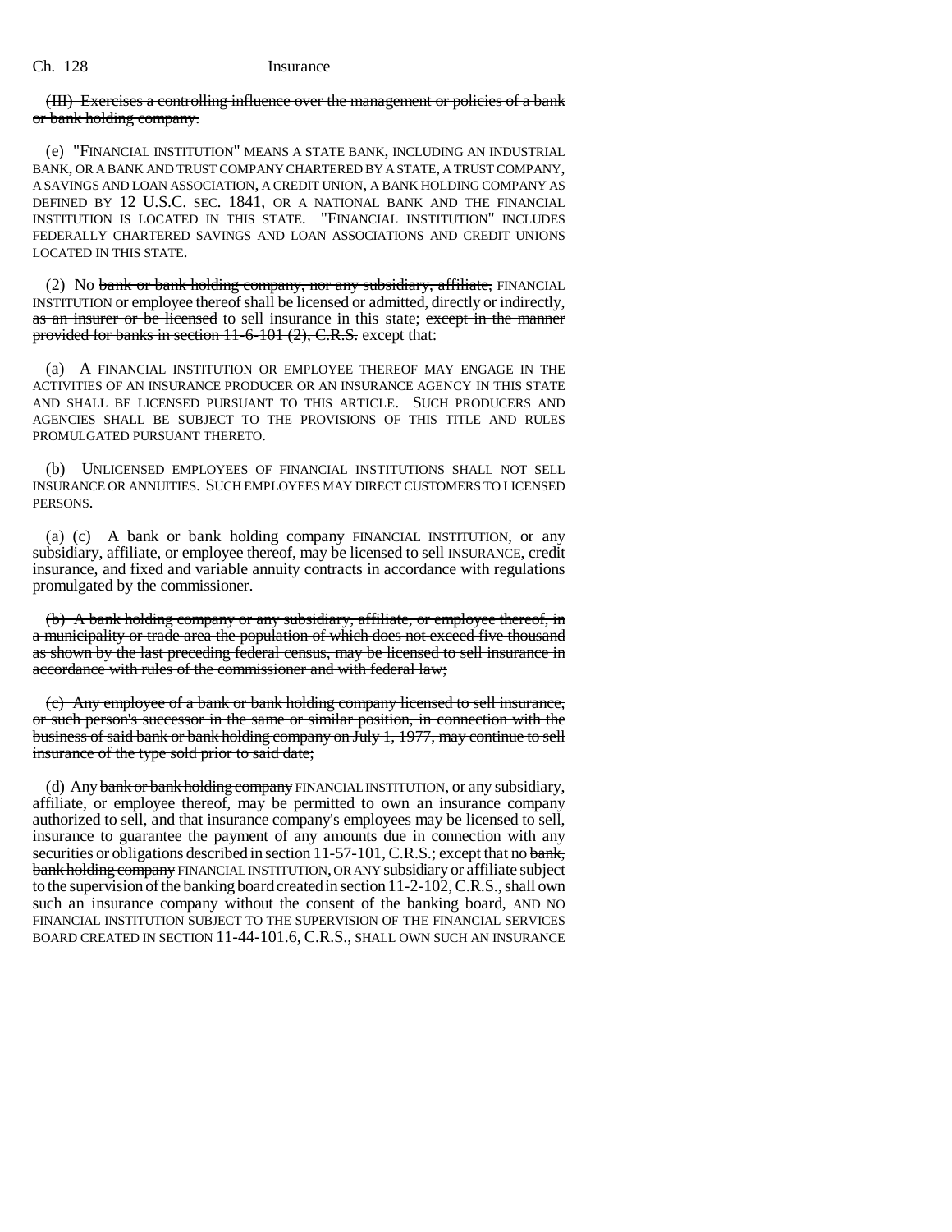(III) ~~Exercises a controlling influence over the management or policies of a bank or bank holding company.~~

(e) "FINANCIAL INSTITUTION" MEANS A STATE BANK, INCLUDING AN INDUSTRIAL BANK, OR A BANK AND TRUST COMPANY CHARTERED BY A STATE, A TRUST COMPANY, A SAVINGS AND LOAN ASSOCIATION, A CREDIT UNION, A BANK HOLDING COMPANY AS DEFINED BY 12 U.S.C. SEC. 1841, OR A NATIONAL BANK AND THE FINANCIAL INSTITUTION IS LOCATED IN THIS STATE. "FINANCIAL INSTITUTION" INCLUDES FEDERALLY CHARTERED SAVINGS AND LOAN ASSOCIATIONS AND CREDIT UNIONS LOCATED IN THIS STATE.

(2) No ~~bank or bank holding company, nor any subsidiary, affiliate,~~ FINANCIAL INSTITUTION or employee thereof shall be licensed or admitted, directly or indirectly, ~~as an insurer or be licensed~~ to sell insurance in this state; ~~except in the manner provided for banks in section 11-6-101 (2), C.R.S.~~ except that:

(a) A FINANCIAL INSTITUTION OR EMPLOYEE THEREOF MAY ENGAGE IN THE ACTIVITIES OF AN INSURANCE PRODUCER OR AN INSURANCE AGENCY IN THIS STATE AND SHALL BE LICENSED PURSUANT TO THIS ARTICLE. SUCH PRODUCERS AND AGENCIES SHALL BE SUBJECT TO THE PROVISIONS OF THIS TITLE AND RULES PROMULGATED PURSUANT THERETO.

(b) UNLICENSED EMPLOYEES OF FINANCIAL INSTITUTIONS SHALL NOT SELL INSURANCE OR ANNUITIES. SUCH EMPLOYEES MAY DIRECT CUSTOMERS TO LICENSED PERSONS.

~~(a)~~ (c) A ~~bank or bank holding company~~ FINANCIAL INSTITUTION, or any subsidiary, affiliate, or employee thereof, may be licensed to sell INSURANCE, credit insurance, and fixed and variable annuity contracts in accordance with regulations promulgated by the commissioner.

~~(b) A bank holding company or any subsidiary, affiliate, or employee thereof, in a municipality or trade area the population of which does not exceed five thousand as shown by the last preceding federal census, may be licensed to sell insurance in accordance with rules of the commissioner and with federal law;~~

~~(c) Any employee of a bank or bank holding company licensed to sell insurance, or such person's successor in the same or similar position, in connection with the business of said bank or bank holding company on July 1, 1977, may continue to sell insurance of the type sold prior to said date;~~

(d) Any ~~bank or bank holding company~~ FINANCIAL INSTITUTION, or any subsidiary, affiliate, or employee thereof, may be permitted to own an insurance company authorized to sell, and that insurance company's employees may be licensed to sell, insurance to guarantee the payment of any amounts due in connection with any securities or obligations described in section 11-57-101, C.R.S.; except that no ~~bank, bank holding company~~ FINANCIAL INSTITUTION, OR ANY subsidiary or affiliate subject to the supervision of the banking board created in section 11-2-102, C.R.S., shall own such an insurance company without the consent of the banking board, AND NO FINANCIAL INSTITUTION SUBJECT TO THE SUPERVISION OF THE FINANCIAL SERVICES BOARD CREATED IN SECTION 11-44-101.6, C.R.S., SHALL OWN SUCH AN INSURANCE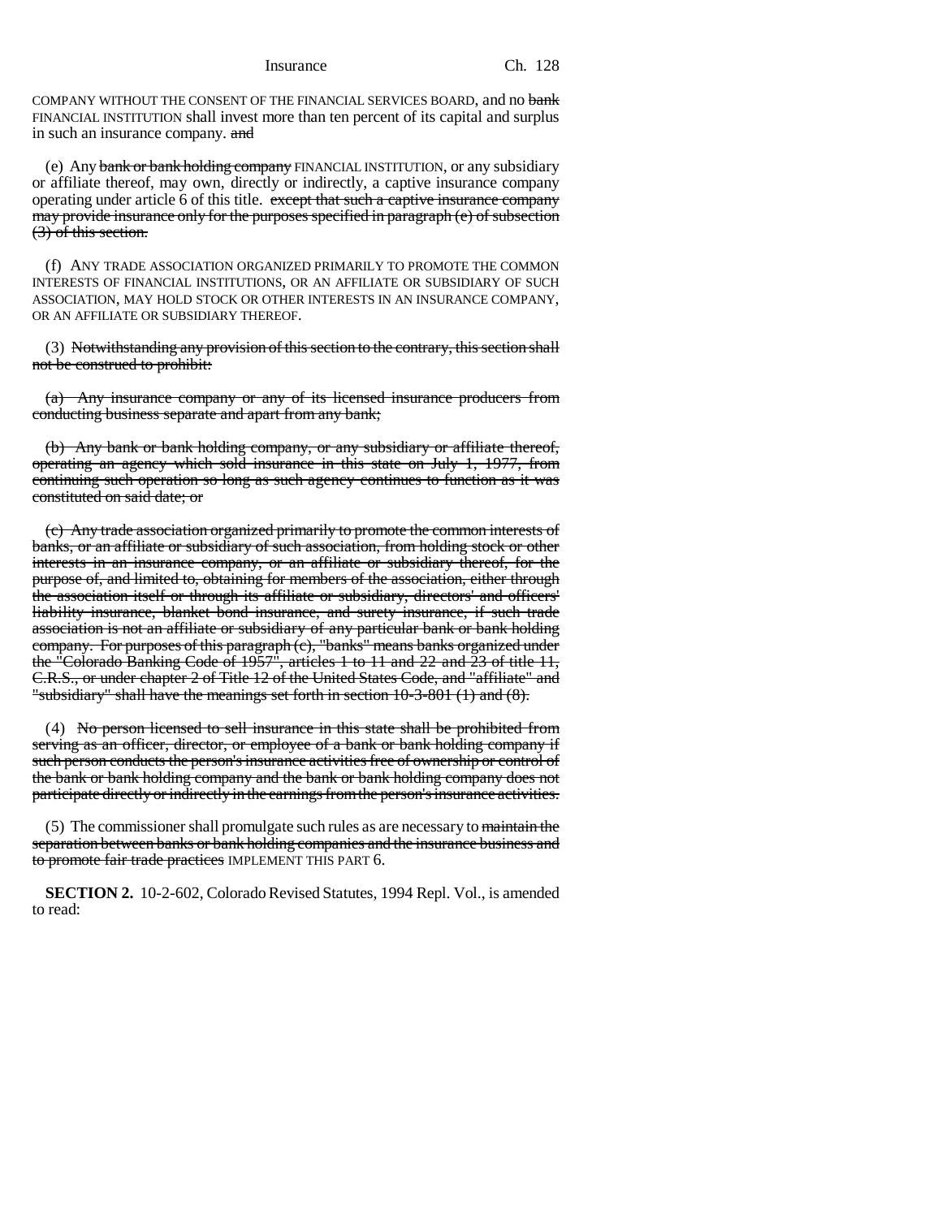COMPANY WITHOUT THE CONSENT OF THE FINANCIAL SERVICES BOARD, and no ~~bank~~ FINANCIAL INSTITUTION shall invest more than ten percent of its capital and surplus in such an insurance company. ~~and~~

(e) Any ~~bank or bank holding company~~ FINANCIAL INSTITUTION, or any subsidiary or affiliate thereof, may own, directly or indirectly, a captive insurance company operating under article 6 of this title. ~~except that such a captive insurance company may provide insurance only for the purposes specified in paragraph (c) of subsection (3) of this section.~~

(f) ANY TRADE ASSOCIATION ORGANIZED PRIMARILY TO PROMOTE THE COMMON INTERESTS OF FINANCIAL INSTITUTIONS, OR AN AFFILIATE OR SUBSIDIARY OF SUCH ASSOCIATION, MAY HOLD STOCK OR OTHER INTERESTS IN AN INSURANCE COMPANY, OR AN AFFILIATE OR SUBSIDIARY THEREOF.

(3) ~~Notwithstanding any provision of this section to the contrary, this section shall not be construed to prohibit:~~

~~(a) Any insurance company or any of its licensed insurance producers from conducting business separate and apart from any bank;~~

~~(b) Any bank or bank holding company, or any subsidiary or affiliate thereof, operating an agency which sold insurance in this state on July 1, 1977, from continuing such operation so long as such agency continues to function as it was constituted on said date; or~~

~~(c) Any trade association organized primarily to promote the common interests of banks, or an affiliate or subsidiary of such association, from holding stock or other interests in an insurance company, or an affiliate or subsidiary thereof, for the purpose of, and limited to, obtaining for members of the association, either through the association itself or through its affiliate or subsidiary, directors' and officers' liability insurance, blanket bond insurance, and surety insurance, if such trade association is not an affiliate or subsidiary of any particular bank or bank holding company. For purposes of this paragraph (c), "banks" means banks organized under the "Colorado Banking Code of 1957", articles 1 to 11 and 22 and 23 of title 11, C.R.S., or under chapter 2 of Title 12 of the United States Code, and "affiliate" and "subsidiary" shall have the meanings set forth in section 10-3-801 (1) and (8).~~

(4) ~~No person licensed to sell insurance in this state shall be prohibited from serving as an officer, director, or employee of a bank or bank holding company if such person conducts the person's insurance activities free of ownership or control of the bank or bank holding company and the bank or bank holding company does not participate directly or indirectly in the earnings from the person's insurance activities.~~

(5) The commissioner shall promulgate such rules as are necessary to ~~maintain the separation between banks or bank holding companies and the insurance business and to promote fair trade practices~~ IMPLEMENT THIS PART 6.

**SECTION 2.** 10-2-602, Colorado Revised Statutes, 1994 Repl. Vol., is amended to read: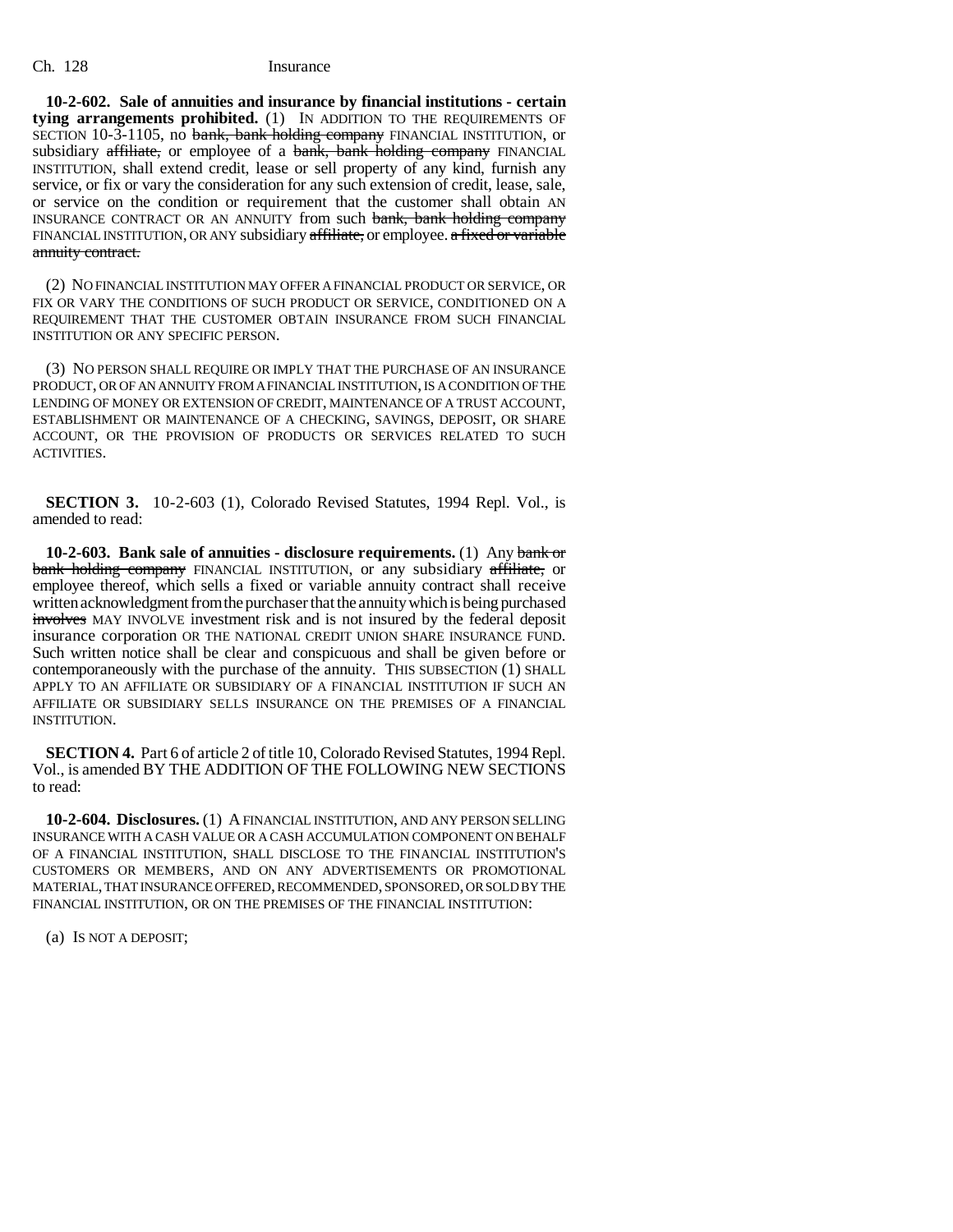**10-2-602. Sale of annuities and insurance by financial institutions - certain tying arrangements prohibited.** (1) IN ADDITION TO THE REQUIREMENTS OF SECTION 10-3-1105, no ~~bank, bank holding company~~ FINANCIAL INSTITUTION, or subsidiary ~~affiliate,~~ or employee of a ~~bank, bank holding company~~ FINANCIAL INSTITUTION, shall extend credit, lease or sell property of any kind, furnish any service, or fix or vary the consideration for any such extension of credit, lease, sale, or service on the condition or requirement that the customer shall obtain AN INSURANCE CONTRACT OR AN ANNUITY from such ~~bank, bank holding company~~ FINANCIAL INSTITUTION, OR ANY subsidiary ~~affiliate,~~ or employee. ~~a fixed or variable annuity contract.~~

(2) NO FINANCIAL INSTITUTION MAY OFFER A FINANCIAL PRODUCT OR SERVICE, OR FIX OR VARY THE CONDITIONS OF SUCH PRODUCT OR SERVICE, CONDITIONED ON A REQUIREMENT THAT THE CUSTOMER OBTAIN INSURANCE FROM SUCH FINANCIAL INSTITUTION OR ANY SPECIFIC PERSON.

(3) NO PERSON SHALL REQUIRE OR IMPLY THAT THE PURCHASE OF AN INSURANCE PRODUCT, OR OF AN ANNUITY FROM A FINANCIAL INSTITUTION, IS A CONDITION OF THE LENDING OF MONEY OR EXTENSION OF CREDIT, MAINTENANCE OF A TRUST ACCOUNT, ESTABLISHMENT OR MAINTENANCE OF A CHECKING, SAVINGS, DEPOSIT, OR SHARE ACCOUNT, OR THE PROVISION OF PRODUCTS OR SERVICES RELATED TO SUCH ACTIVITIES.

**SECTION 3.** 10-2-603 (1), Colorado Revised Statutes, 1994 Repl. Vol., is amended to read:

**10-2-603. Bank sale of annuities - disclosure requirements.** (1) Any ~~bank or bank holding company~~ FINANCIAL INSTITUTION, or any subsidiary ~~affiliate,~~ or employee thereof, which sells a fixed or variable annuity contract shall receive written acknowledgment from the purchaser that the annuity which is being purchased ~~involves~~ MAY INVOLVE investment risk and is not insured by the federal deposit insurance corporation OR THE NATIONAL CREDIT UNION SHARE INSURANCE FUND. Such written notice shall be clear and conspicuous and shall be given before or contemporaneously with the purchase of the annuity. THIS SUBSECTION (1) SHALL APPLY TO AN AFFILIATE OR SUBSIDIARY OF A FINANCIAL INSTITUTION IF SUCH AN AFFILIATE OR SUBSIDIARY SELLS INSURANCE ON THE PREMISES OF A FINANCIAL INSTITUTION.

**SECTION 4.** Part 6 of article 2 of title 10, Colorado Revised Statutes, 1994 Repl. Vol., is amended BY THE ADDITION OF THE FOLLOWING NEW SECTIONS to read:

**10-2-604. Disclosures.** (1) A FINANCIAL INSTITUTION, AND ANY PERSON SELLING INSURANCE WITH A CASH VALUE OR A CASH ACCUMULATION COMPONENT ON BEHALF OF A FINANCIAL INSTITUTION, SHALL DISCLOSE TO THE FINANCIAL INSTITUTION'S CUSTOMERS OR MEMBERS, AND ON ANY ADVERTISEMENTS OR PROMOTIONAL MATERIAL, THAT INSURANCE OFFERED, RECOMMENDED, SPONSORED, OR SOLD BY THE FINANCIAL INSTITUTION, OR ON THE PREMISES OF THE FINANCIAL INSTITUTION:

(a) IS NOT A DEPOSIT;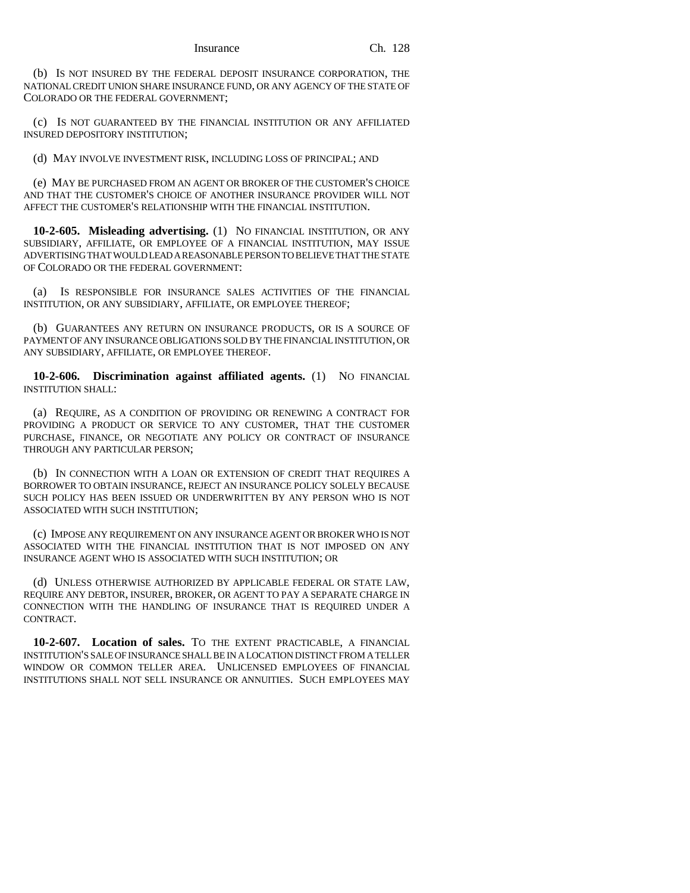(b) IS NOT INSURED BY THE FEDERAL DEPOSIT INSURANCE CORPORATION, THE NATIONAL CREDIT UNION SHARE INSURANCE FUND, OR ANY AGENCY OF THE STATE OF COLORADO OR THE FEDERAL GOVERNMENT;

(c) IS NOT GUARANTEED BY THE FINANCIAL INSTITUTION OR ANY AFFILIATED INSURED DEPOSITORY INSTITUTION;

(d) MAY INVOLVE INVESTMENT RISK, INCLUDING LOSS OF PRINCIPAL; AND

(e) MAY BE PURCHASED FROM AN AGENT OR BROKER OF THE CUSTOMER'S CHOICE AND THAT THE CUSTOMER'S CHOICE OF ANOTHER INSURANCE PROVIDER WILL NOT AFFECT THE CUSTOMER'S RELATIONSHIP WITH THE FINANCIAL INSTITUTION.

**10-2-605. Misleading advertising.** (1) NO FINANCIAL INSTITUTION, OR ANY SUBSIDIARY, AFFILIATE, OR EMPLOYEE OF A FINANCIAL INSTITUTION, MAY ISSUE ADVERTISING THAT WOULD LEAD A REASONABLE PERSON TO BELIEVE THAT THE STATE OF COLORADO OR THE FEDERAL GOVERNMENT:

(a) IS RESPONSIBLE FOR INSURANCE SALES ACTIVITIES OF THE FINANCIAL INSTITUTION, OR ANY SUBSIDIARY, AFFILIATE, OR EMPLOYEE THEREOF;

(b) GUARANTEES ANY RETURN ON INSURANCE PRODUCTS, OR IS A SOURCE OF PAYMENT OF ANY INSURANCE OBLIGATIONS SOLD BY THE FINANCIAL INSTITUTION, OR ANY SUBSIDIARY, AFFILIATE, OR EMPLOYEE THEREOF.

**10-2-606. Discrimination against affiliated agents.** (1) NO FINANCIAL INSTITUTION SHALL:

(a) REQUIRE, AS A CONDITION OF PROVIDING OR RENEWING A CONTRACT FOR PROVIDING A PRODUCT OR SERVICE TO ANY CUSTOMER, THAT THE CUSTOMER PURCHASE, FINANCE, OR NEGOTIATE ANY POLICY OR CONTRACT OF INSURANCE THROUGH ANY PARTICULAR PERSON;

(b) IN CONNECTION WITH A LOAN OR EXTENSION OF CREDIT THAT REQUIRES A BORROWER TO OBTAIN INSURANCE, REJECT AN INSURANCE POLICY SOLELY BECAUSE SUCH POLICY HAS BEEN ISSUED OR UNDERWRITTEN BY ANY PERSON WHO IS NOT ASSOCIATED WITH SUCH INSTITUTION;

(c) IMPOSE ANY REQUIREMENT ON ANY INSURANCE AGENT OR BROKER WHO IS NOT ASSOCIATED WITH THE FINANCIAL INSTITUTION THAT IS NOT IMPOSED ON ANY INSURANCE AGENT WHO IS ASSOCIATED WITH SUCH INSTITUTION; OR

(d) UNLESS OTHERWISE AUTHORIZED BY APPLICABLE FEDERAL OR STATE LAW, REQUIRE ANY DEBTOR, INSURER, BROKER, OR AGENT TO PAY A SEPARATE CHARGE IN CONNECTION WITH THE HANDLING OF INSURANCE THAT IS REQUIRED UNDER A CONTRACT.

**10-2-607. Location of sales.** TO THE EXTENT PRACTICABLE, A FINANCIAL INSTITUTION'S SALE OF INSURANCE SHALL BE IN A LOCATION DISTINCT FROM A TELLER WINDOW OR COMMON TELLER AREA. UNLICENSED EMPLOYEES OF FINANCIAL INSTITUTIONS SHALL NOT SELL INSURANCE OR ANNUITIES. SUCH EMPLOYEES MAY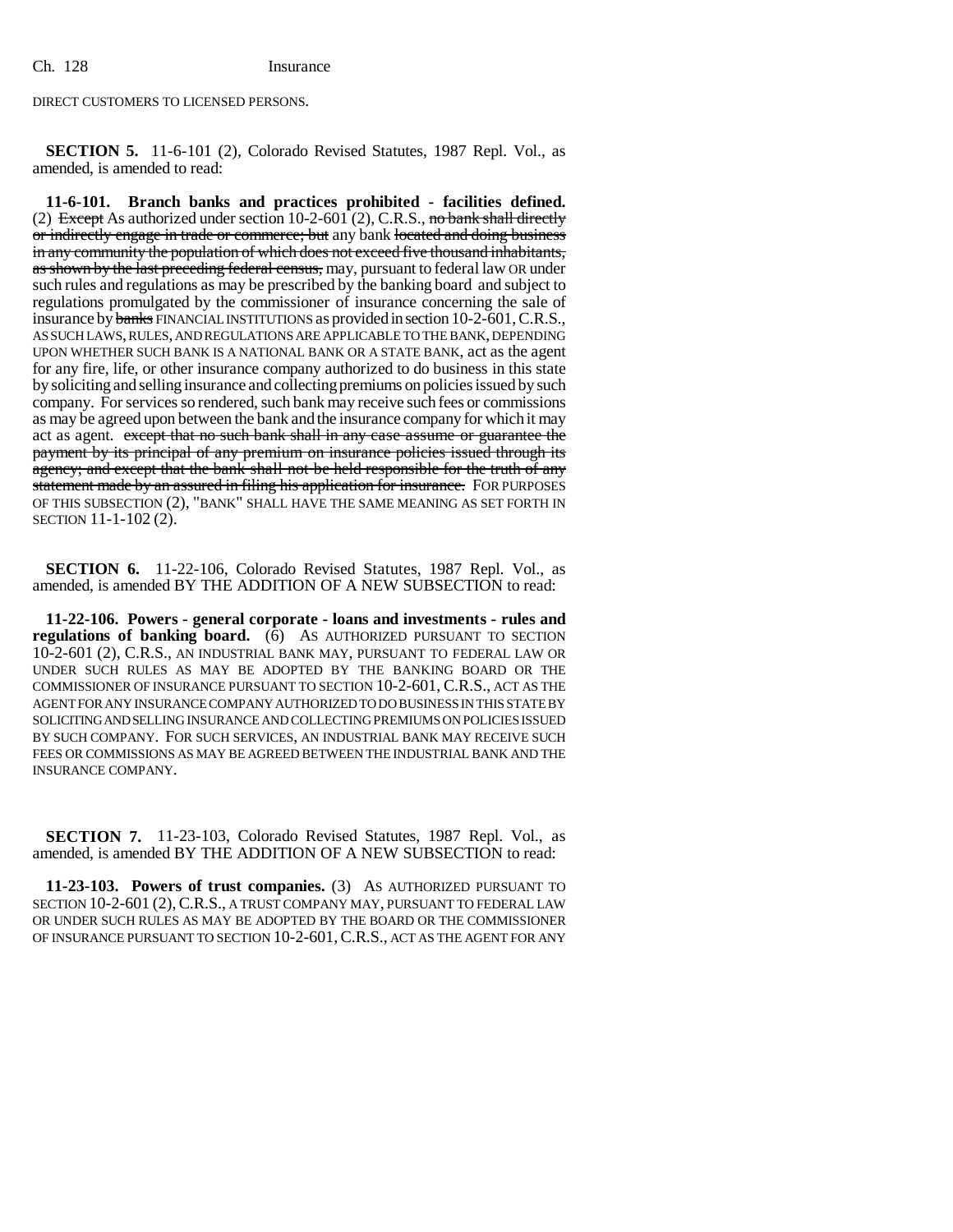DIRECT CUSTOMERS TO LICENSED PERSONS.

**SECTION 5.** 11-6-101 (2), Colorado Revised Statutes, 1987 Repl. Vol., as amended, is amended to read:

**11-6-101. Branch banks and practices prohibited - facilities defined.** (2) ~~Except~~ As authorized under section 10-2-601 (2), C.R.S., ~~no bank shall directly or indirectly engage in trade or commerce; but~~ any bank ~~located and doing business in any community the population of which does not exceed five thousand inhabitants, as shown by the last preceding federal census,~~ may, pursuant to federal law OR under such rules and regulations as may be prescribed by the banking board and subject to regulations promulgated by the commissioner of insurance concerning the sale of insurance by ~~banks~~ FINANCIAL INSTITUTIONS as provided in section 10-2-601, C.R.S., AS SUCH LAWS, RULES, AND REGULATIONS ARE APPLICABLE TO THE BANK, DEPENDING UPON WHETHER SUCH BANK IS A NATIONAL BANK OR A STATE BANK, act as the agent for any fire, life, or other insurance company authorized to do business in this state by soliciting and selling insurance and collecting premiums on policies issued by such company. For services so rendered, such bank may receive such fees or commissions as may be agreed upon between the bank and the insurance company for which it may act as agent. ~~except that no such bank shall in any case assume or guarantee the payment by its principal of any premium on insurance policies issued through its agency; and except that the bank shall not be held responsible for the truth of any statement made by an assured in filing his application for insurance.~~ FOR PURPOSES OF THIS SUBSECTION (2), "BANK" SHALL HAVE THE SAME MEANING AS SET FORTH IN SECTION 11-1-102 (2).

**SECTION 6.** 11-22-106, Colorado Revised Statutes, 1987 Repl. Vol., as amended, is amended BY THE ADDITION OF A NEW SUBSECTION to read:

**11-22-106. Powers - general corporate - loans and investments - rules and regulations of banking board.** (6) AS AUTHORIZED PURSUANT TO SECTION 10-2-601 (2), C.R.S., AN INDUSTRIAL BANK MAY, PURSUANT TO FEDERAL LAW OR UNDER SUCH RULES AS MAY BE ADOPTED BY THE BANKING BOARD OR THE COMMISSIONER OF INSURANCE PURSUANT TO SECTION 10-2-601, C.R.S., ACT AS THE AGENT FOR ANY INSURANCE COMPANY AUTHORIZED TO DO BUSINESS IN THIS STATE BY SOLICITING AND SELLING INSURANCE AND COLLECTING PREMIUMS ON POLICIES ISSUED BY SUCH COMPANY. FOR SUCH SERVICES, AN INDUSTRIAL BANK MAY RECEIVE SUCH FEES OR COMMISSIONS AS MAY BE AGREED BETWEEN THE INDUSTRIAL BANK AND THE INSURANCE COMPANY.

**SECTION 7.** 11-23-103, Colorado Revised Statutes, 1987 Repl. Vol., as amended, is amended BY THE ADDITION OF A NEW SUBSECTION to read:

**11-23-103. Powers of trust companies.** (3) AS AUTHORIZED PURSUANT TO SECTION 10-2-601 (2), C.R.S., A TRUST COMPANY MAY, PURSUANT TO FEDERAL LAW OR UNDER SUCH RULES AS MAY BE ADOPTED BY THE BOARD OR THE COMMISSIONER OF INSURANCE PURSUANT TO SECTION 10-2-601, C.R.S., ACT AS THE AGENT FOR ANY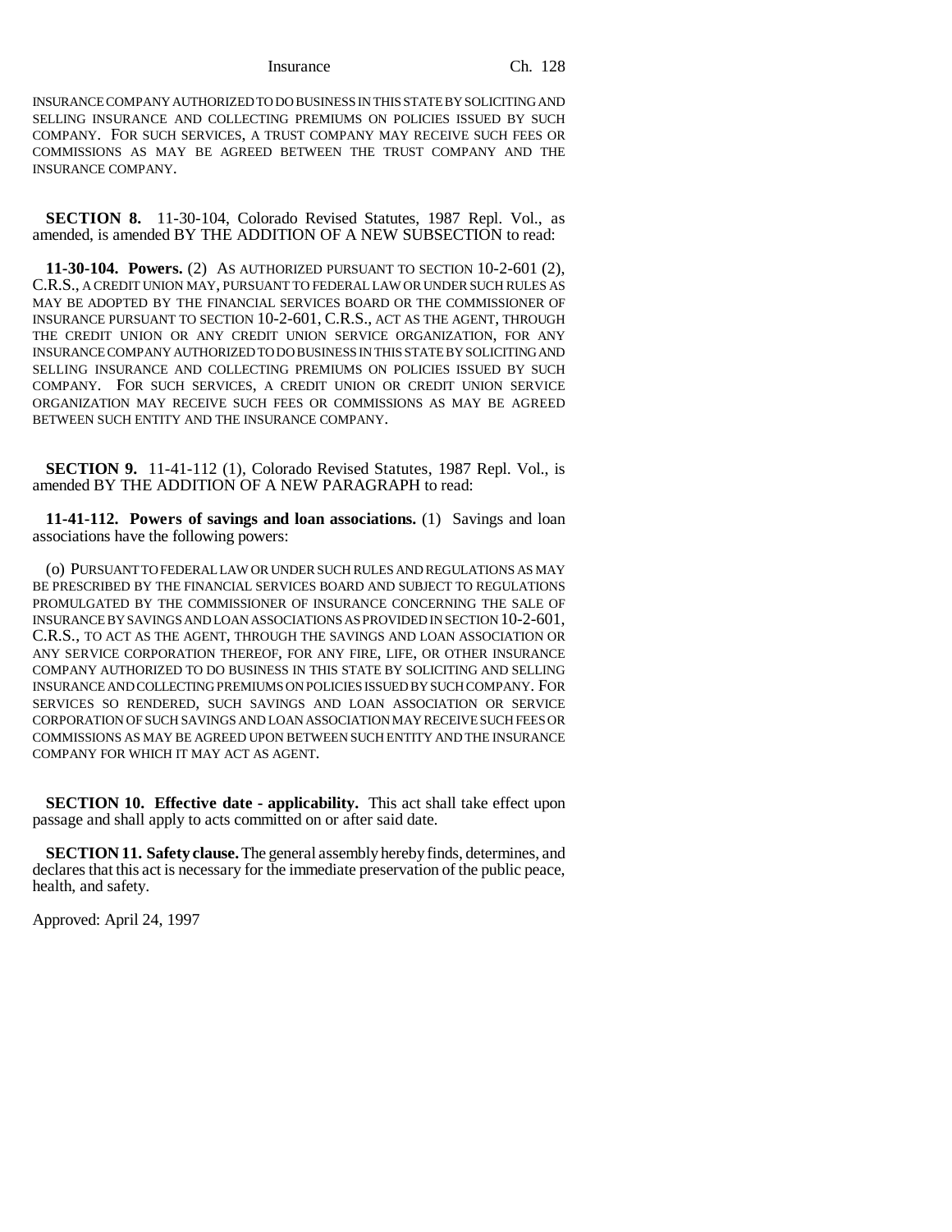INSURANCE COMPANY AUTHORIZED TO DO BUSINESS IN THIS STATE BY SOLICITING AND SELLING INSURANCE AND COLLECTING PREMIUMS ON POLICIES ISSUED BY SUCH COMPANY. FOR SUCH SERVICES, A TRUST COMPANY MAY RECEIVE SUCH FEES OR COMMISSIONS AS MAY BE AGREED BETWEEN THE TRUST COMPANY AND THE INSURANCE COMPANY.

**SECTION 8.** 11-30-104, Colorado Revised Statutes, 1987 Repl. Vol., as amended, is amended BY THE ADDITION OF A NEW SUBSECTION to read:

**11-30-104. Powers.** (2) AS AUTHORIZED PURSUANT TO SECTION 10-2-601 (2), C.R.S., A CREDIT UNION MAY, PURSUANT TO FEDERAL LAW OR UNDER SUCH RULES AS MAY BE ADOPTED BY THE FINANCIAL SERVICES BOARD OR THE COMMISSIONER OF INSURANCE PURSUANT TO SECTION 10-2-601, C.R.S., ACT AS THE AGENT, THROUGH THE CREDIT UNION OR ANY CREDIT UNION SERVICE ORGANIZATION, FOR ANY INSURANCE COMPANY AUTHORIZED TO DO BUSINESS IN THIS STATE BY SOLICITING AND SELLING INSURANCE AND COLLECTING PREMIUMS ON POLICIES ISSUED BY SUCH COMPANY. FOR SUCH SERVICES, A CREDIT UNION OR CREDIT UNION SERVICE ORGANIZATION MAY RECEIVE SUCH FEES OR COMMISSIONS AS MAY BE AGREED BETWEEN SUCH ENTITY AND THE INSURANCE COMPANY.

**SECTION 9.** 11-41-112 (1), Colorado Revised Statutes, 1987 Repl. Vol., is amended BY THE ADDITION OF A NEW PARAGRAPH to read:

**11-41-112. Powers of savings and loan associations.** (1) Savings and loan associations have the following powers:

(o) PURSUANT TO FEDERAL LAW OR UNDER SUCH RULES AND REGULATIONS AS MAY BE PRESCRIBED BY THE FINANCIAL SERVICES BOARD AND SUBJECT TO REGULATIONS PROMULGATED BY THE COMMISSIONER OF INSURANCE CONCERNING THE SALE OF INSURANCE BY SAVINGS AND LOAN ASSOCIATIONS AS PROVIDED IN SECTION 10-2-601, C.R.S., TO ACT AS THE AGENT, THROUGH THE SAVINGS AND LOAN ASSOCIATION OR ANY SERVICE CORPORATION THEREOF, FOR ANY FIRE, LIFE, OR OTHER INSURANCE COMPANY AUTHORIZED TO DO BUSINESS IN THIS STATE BY SOLICITING AND SELLING INSURANCE AND COLLECTING PREMIUMS ON POLICIES ISSUED BY SUCH COMPANY. FOR SERVICES SO RENDERED, SUCH SAVINGS AND LOAN ASSOCIATION OR SERVICE CORPORATION OF SUCH SAVINGS AND LOAN ASSOCIATION MAY RECEIVE SUCH FEES OR COMMISSIONS AS MAY BE AGREED UPON BETWEEN SUCH ENTITY AND THE INSURANCE COMPANY FOR WHICH IT MAY ACT AS AGENT.

**SECTION 10. Effective date - applicability.** This act shall take effect upon passage and shall apply to acts committed on or after said date.

**SECTION 11. Safety clause.** The general assembly hereby finds, determines, and declares that this act is necessary for the immediate preservation of the public peace, health, and safety.

Approved: April 24, 1997